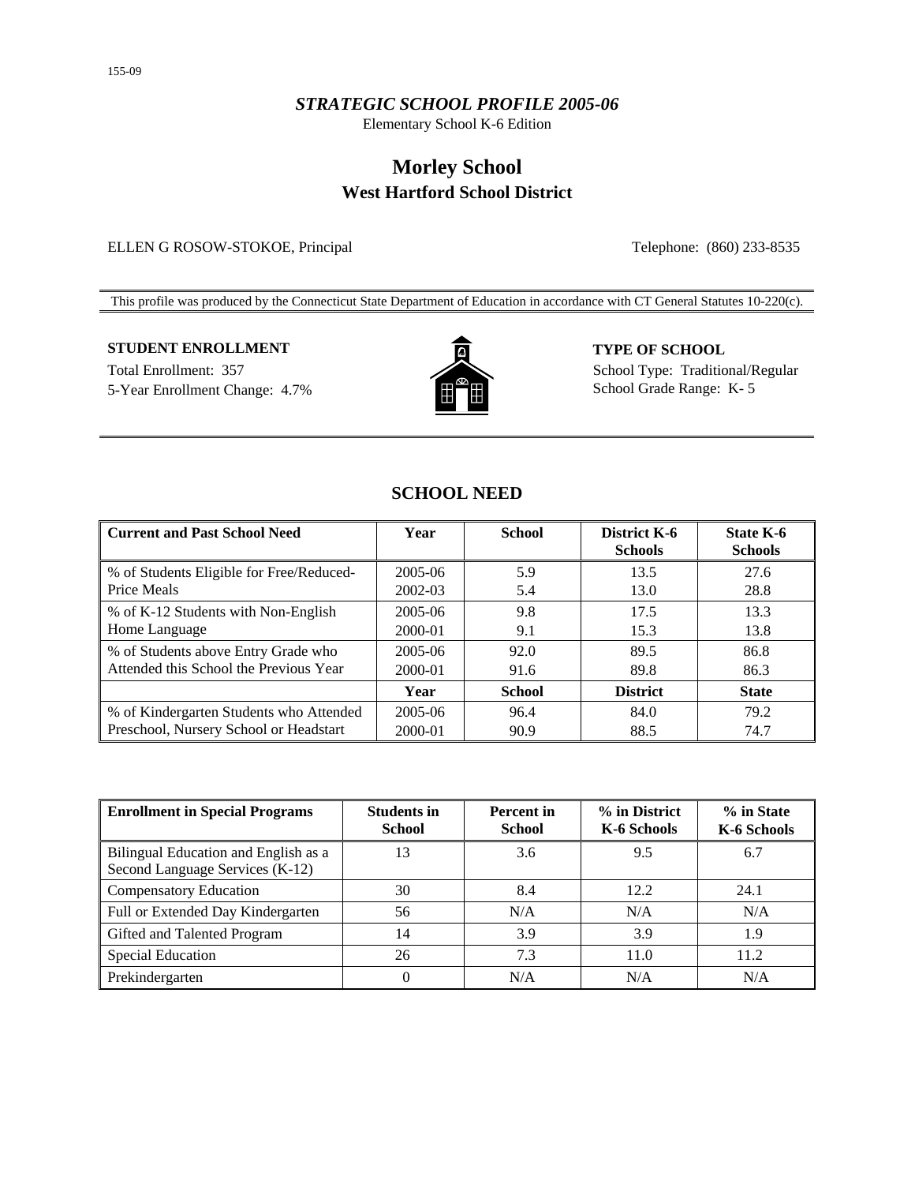155-09

*STRATEGIC SCHOOL PROFILE 2005-06*

Elementary School K-6 Edition

# Morley School
## West Hartford School District

ELLEN G ROSOW-STOKOE, Principal

Telephone: (860) 233-8535

This profile was produced by the Connecticut State Department of Education in accordance with CT General Statutes 10-220(c).

**STUDENT ENROLLMENT**

Total Enrollment: 357

5-Year Enrollment Change: 4.7%

**TYPE OF SCHOOL**

School Type: Traditional/Regular

School Grade Range: K- 5

## SCHOOL NEED

| Current and Past School Need | Year | School | District K-6 Schools | State K-6 Schools |
|---|---|---|---|---|
| % of Students Eligible for Free/Reduced-Price Meals | 2005-06 | 5.9 | 13.5 | 27.6 |
| | 2002-03 | 5.4 | 13.0 | 28.8 |
| % of K-12 Students with Non-English Home Language | 2005-06 | 9.8 | 17.5 | 13.3 |
| | 2000-01 | 9.1 | 15.3 | 13.8 |
| % of Students above Entry Grade who Attended this School the Previous Year | 2005-06 | 92.0 | 89.5 | 86.8 |
| | 2000-01 | 91.6 | 89.8 | 86.3 |
| | **Year** | **School** | **District** | **State** |
| % of Kindergarten Students who Attended Preschool, Nursery School or Headstart | 2005-06 | 96.4 | 84.0 | 79.2 |
| | 2000-01 | 90.9 | 88.5 | 74.7 |

| Enrollment in Special Programs | Students in School | Percent in School | % in District K-6 Schools | % in State K-6 Schools |
|---|---|---|---|---|
| Bilingual Education and English as a Second Language Services (K-12) | 13 | 3.6 | 9.5 | 6.7 |
| Compensatory Education | 30 | 8.4 | 12.2 | 24.1 |
| Full or Extended Day Kindergarten | 56 | N/A | N/A | N/A |
| Gifted and Talented Program | 14 | 3.9 | 3.9 | 1.9 |
| Special Education | 26 | 7.3 | 11.0 | 11.2 |
| Prekindergarten | 0 | N/A | N/A | N/A |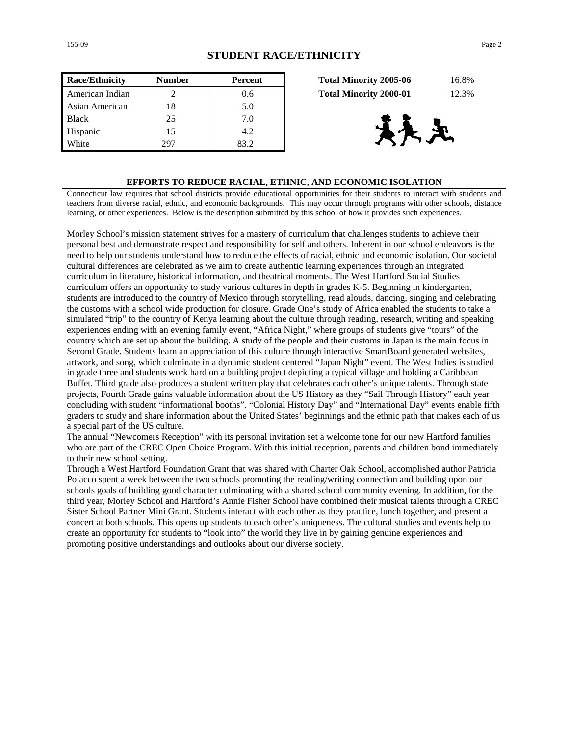## STUDENT RACE/ETHNICITY

| Race/Ethnicity | Number | Percent |
|---|---|---|
| American Indian | 2 | 0.6 |
| Asian American | 18 | 5.0 |
| Black | 25 | 7.0 |
| Hispanic | 15 | 4.2 |
| White | 297 | 83.2 |

| | |
|---|---|
| **Total Minority 2005-06** | 16.8% |
| **Total Minority 2000-01** | 12.3% |

### EFFORTS TO REDUCE RACIAL, ETHNIC, AND ECONOMIC ISOLATION

Connecticut law requires that school districts provide educational opportunities for their students to interact with students and teachers from diverse racial, ethnic, and economic backgrounds. This may occur through programs with other schools, distance learning, or other experiences. Below is the description submitted by this school of how it provides such experiences.

Morley School's mission statement strives for a mastery of curriculum that challenges students to achieve their personal best and demonstrate respect and responsibility for self and others. Inherent in our school endeavors is the need to help our students understand how to reduce the effects of racial, ethnic and economic isolation. Our societal cultural differences are celebrated as we aim to create authentic learning experiences through an integrated curriculum in literature, historical information, and theatrical moments. The West Hartford Social Studies curriculum offers an opportunity to study various cultures in depth in grades K-5. Beginning in kindergarten, students are introduced to the country of Mexico through storytelling, read alouds, dancing, singing and celebrating the customs with a school wide production for closure. Grade One's study of Africa enabled the students to take a simulated "trip" to the country of Kenya learning about the culture through reading, research, writing and speaking experiences ending with an evening family event, "Africa Night," where groups of students give "tours" of the country which are set up about the building. A study of the people and their customs in Japan is the main focus in Second Grade. Students learn an appreciation of this culture through interactive SmartBoard generated websites, artwork, and song, which culminate in a dynamic student centered "Japan Night" event. The West Indies is studied in grade three and students work hard on a building project depicting a typical village and holding a Caribbean Buffet. Third grade also produces a student written play that celebrates each other's unique talents. Through state projects, Fourth Grade gains valuable information about the US History as they "Sail Through History" each year concluding with student "informational booths". "Colonial History Day" and "International Day" events enable fifth graders to study and share information about the United States' beginnings and the ethnic path that makes each of us a special part of the US culture.

The annual "Newcomers Reception" with its personal invitation set a welcome tone for our new Hartford families who are part of the CREC Open Choice Program. With this initial reception, parents and children bond immediately to their new school setting.

Through a West Hartford Foundation Grant that was shared with Charter Oak School, accomplished author Patricia Polacco spent a week between the two schools promoting the reading/writing connection and building upon our schools goals of building good character culminating with a shared school community evening. In addition, for the third year, Morley School and Hartford's Annie Fisher School have combined their musical talents through a CREC Sister School Partner Mini Grant. Students interact with each other as they practice, lunch together, and present a concert at both schools. This opens up students to each other's uniqueness. The cultural studies and events help to create an opportunity for students to "look into" the world they live in by gaining genuine experiences and promoting positive understandings and outlooks about our diverse society.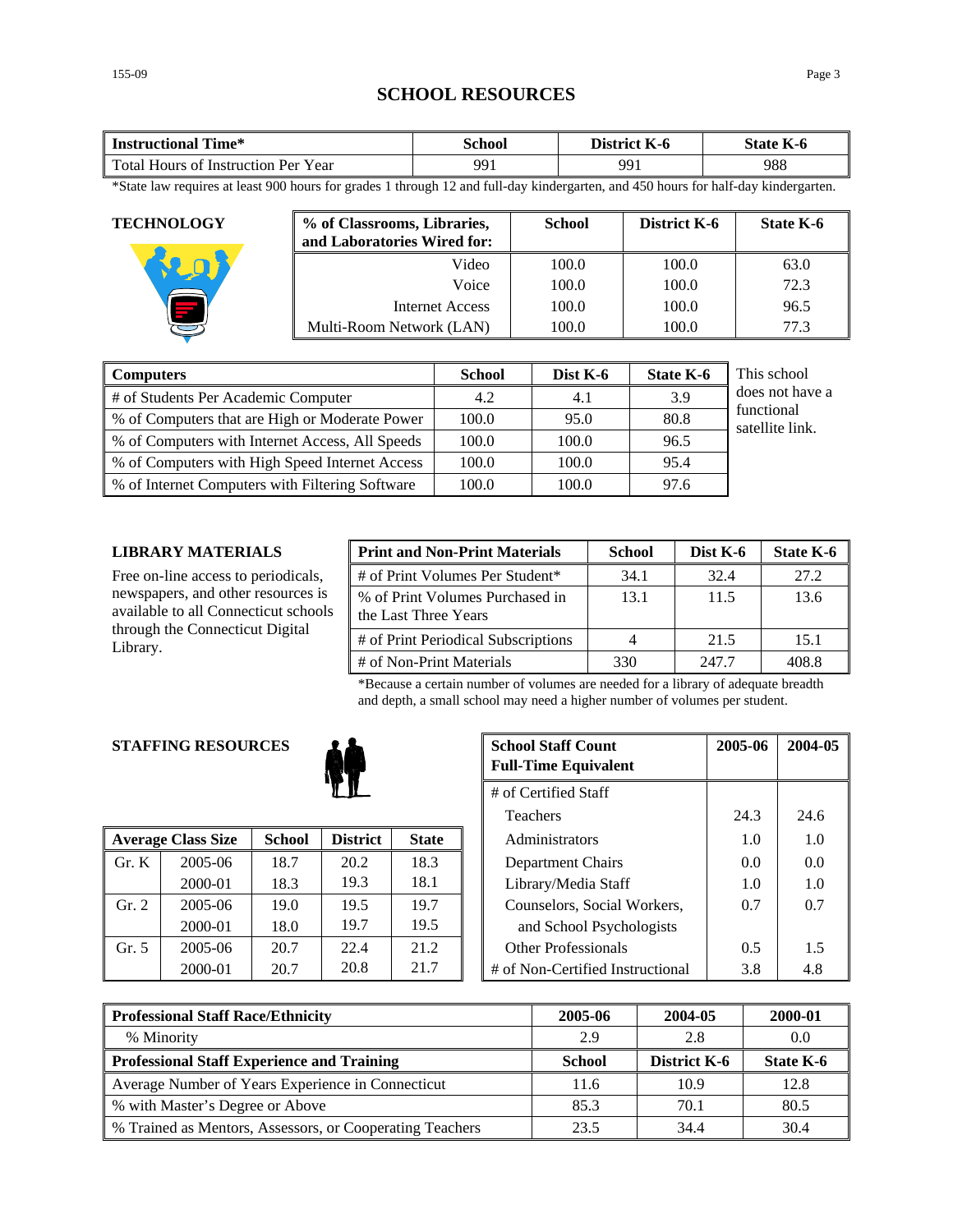# SCHOOL RESOURCES

| Instructional Time* | School | District K-6 | State K-6 |
|---|---|---|---|
| Total Hours of Instruction Per Year | 991 | 991 | 988 |

*State law requires at least 900 hours for grades 1 through 12 and full-day kindergarten, and 450 hours for half-day kindergarten.

## TECHNOLOGY

| % of Classrooms, Libraries, and Laboratories Wired for: | School | District K-6 | State K-6 |
|---|---|---|---|
| Video | 100.0 | 100.0 | 63.0 |
| Voice | 100.0 | 100.0 | 72.3 |
| Internet Access | 100.0 | 100.0 | 96.5 |
| Multi-Room Network (LAN) | 100.0 | 100.0 | 77.3 |

| Computers | School | Dist K-6 | State K-6 |
|---|---|---|---|
| # of Students Per Academic Computer | 4.2 | 4.1 | 3.9 |
| % of Computers that are High or Moderate Power | 100.0 | 95.0 | 80.8 |
| % of Computers with Internet Access, All Speeds | 100.0 | 100.0 | 96.5 |
| % of Computers with High Speed Internet Access | 100.0 | 100.0 | 95.4 |
| % of Internet Computers with Filtering Software | 100.0 | 100.0 | 97.6 |

This school does not have a functional satellite link.

## LIBRARY MATERIALS

Free on-line access to periodicals, newspapers, and other resources is available to all Connecticut schools through the Connecticut Digital Library.

| Print and Non-Print Materials | School | Dist K-6 | State K-6 |
|---|---|---|---|
| # of Print Volumes Per Student* | 34.1 | 32.4 | 27.2 |
| % of Print Volumes Purchased in the Last Three Years | 13.1 | 11.5 | 13.6 |
| # of Print Periodical Subscriptions | 4 | 21.5 | 15.1 |
| # of Non-Print Materials | 330 | 247.7 | 408.8 |

*Because a certain number of volumes are needed for a library of adequate breadth and depth, a small school may need a higher number of volumes per student.

## STAFFING RESOURCES

| School Staff Count Full-Time Equivalent | 2005-06 | 2004-05 |
|---|---|---|
| # of Certified Staff | | |
| Teachers | 24.3 | 24.6 |
| Administrators | 1.0 | 1.0 |
| Department Chairs | 0.0 | 0.0 |
| Library/Media Staff | 1.0 | 1.0 |
| Counselors, Social Workers, and School Psychologists | 0.7 | 0.7 |
| Other Professionals | 0.5 | 1.5 |
| # of Non-Certified Instructional | 3.8 | 4.8 |

| Average Class Size | | School | District | State |
|---|---|---|---|---|
| Gr. K | 2005-06 | 18.7 | 20.2 | 18.3 |
| | 2000-01 | 18.3 | 19.3 | 18.1 |
| Gr. 2 | 2005-06 | 19.0 | 19.5 | 19.7 |
| | 2000-01 | 18.0 | 19.7 | 19.5 |
| Gr. 5 | 2005-06 | 20.7 | 22.4 | 21.2 |
| | 2000-01 | 20.7 | 20.8 | 21.7 |

| Professional Staff Race/Ethnicity | 2005-06 | 2004-05 | 2000-01 |
|---|---|---|---|
| % Minority | 2.9 | 2.8 | 0.0 |
| **Professional Staff Experience and Training** | **School** | **District K-6** | **State K-6** |
| Average Number of Years Experience in Connecticut | 11.6 | 10.9 | 12.8 |
| % with Master's Degree or Above | 85.3 | 70.1 | 80.5 |
| % Trained as Mentors, Assessors, or Cooperating Teachers | 23.5 | 34.4 | 30.4 |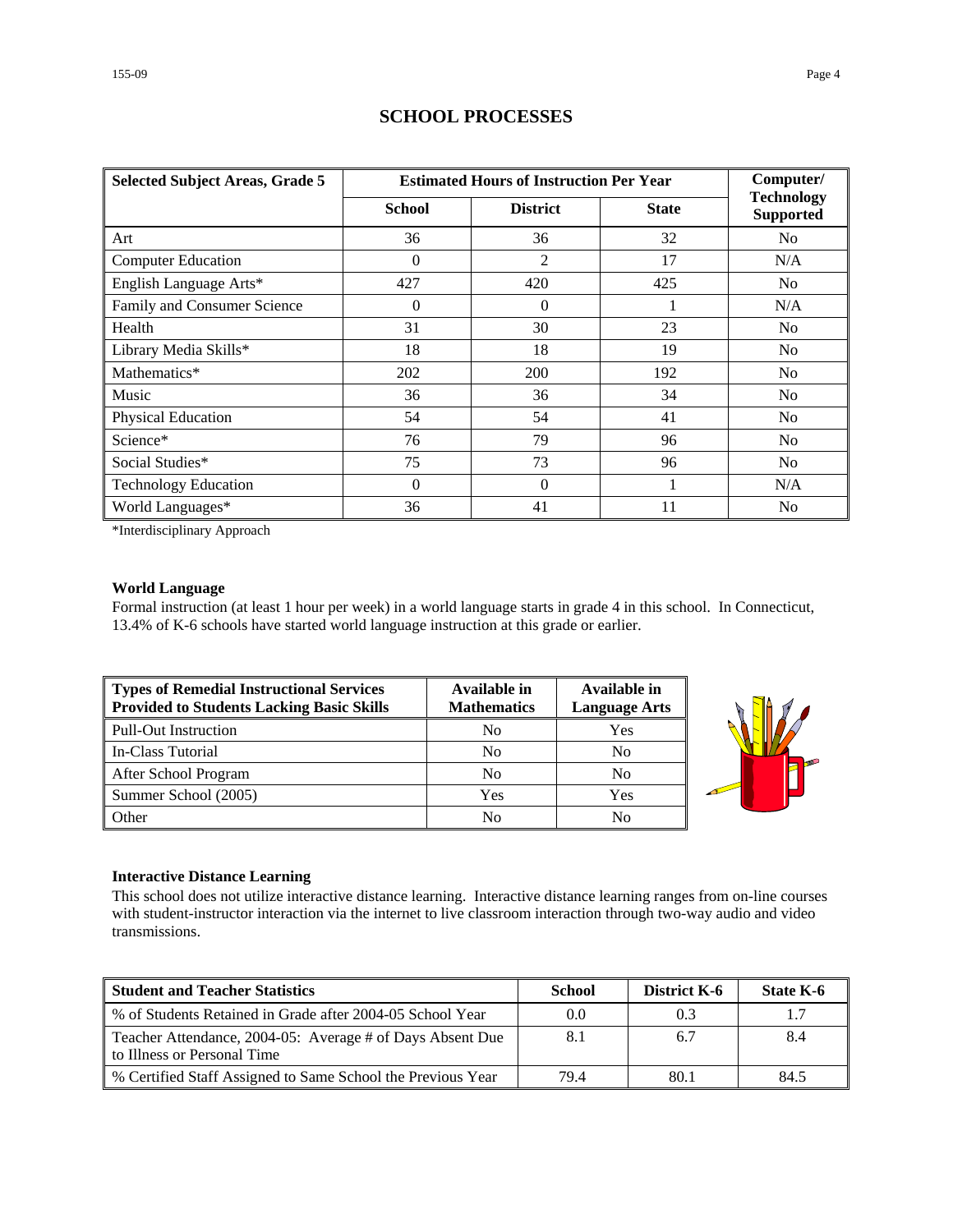# SCHOOL PROCESSES

| Selected Subject Areas, Grade 5 | Estimated Hours of Instruction Per Year | | | Computer/ Technology Supported |
|---|---|---|---|---|
| | School | District | State | |
| Art | 36 | 36 | 32 | No |
| Computer Education | 0 | 2 | 17 | N/A |
| English Language Arts* | 427 | 420 | 425 | No |
| Family and Consumer Science | 0 | 0 | 1 | N/A |
| Health | 31 | 30 | 23 | No |
| Library Media Skills* | 18 | 18 | 19 | No |
| Mathematics* | 202 | 200 | 192 | No |
| Music | 36 | 36 | 34 | No |
| Physical Education | 54 | 54 | 41 | No |
| Science* | 76 | 79 | 96 | No |
| Social Studies* | 75 | 73 | 96 | No |
| Technology Education | 0 | 0 | 1 | N/A |
| World Languages* | 36 | 41 | 11 | No |

*Interdisciplinary Approach

### World Language

Formal instruction (at least 1 hour per week) in a world language starts in grade 4 in this school. In Connecticut, 13.4% of K-6 schools have started world language instruction at this grade or earlier.

| Types of Remedial Instructional Services Provided to Students Lacking Basic Skills | Available in Mathematics | Available in Language Arts |
|---|---|---|
| Pull-Out Instruction | No | Yes |
| In-Class Tutorial | No | No |
| After School Program | No | No |
| Summer School (2005) | Yes | Yes |
| Other | No | No |

### Interactive Distance Learning

This school does not utilize interactive distance learning. Interactive distance learning ranges from on-line courses with student-instructor interaction via the internet to live classroom interaction through two-way audio and video transmissions.

| Student and Teacher Statistics | School | District K-6 | State K-6 |
|---|---|---|---|
| % of Students Retained in Grade after 2004-05 School Year | 0.0 | 0.3 | 1.7 |
| Teacher Attendance, 2004-05: Average # of Days Absent Due to Illness or Personal Time | 8.1 | 6.7 | 8.4 |
| % Certified Staff Assigned to Same School the Previous Year | 79.4 | 80.1 | 84.5 |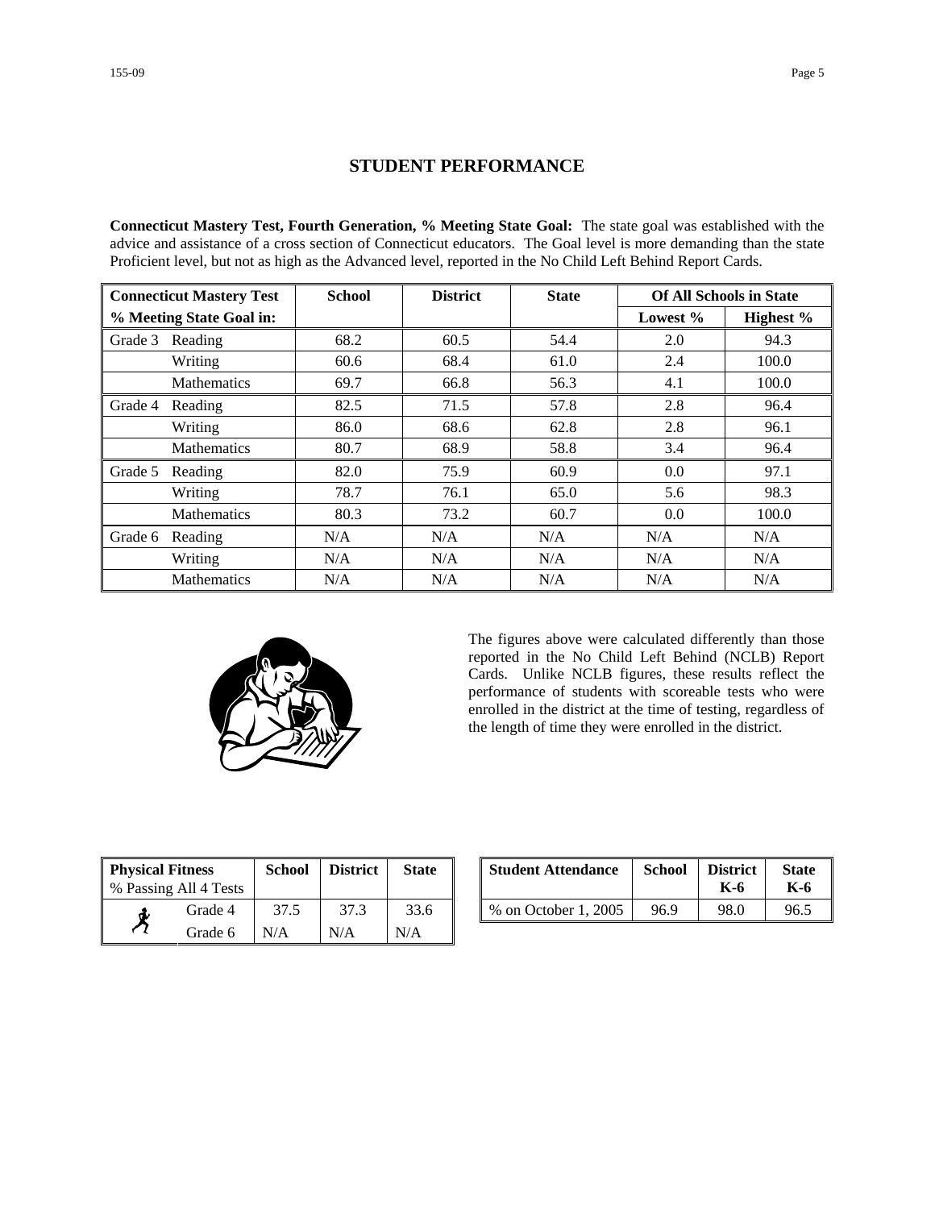## STUDENT PERFORMANCE

**Connecticut Mastery Test, Fourth Generation, % Meeting State Goal:** The state goal was established with the advice and assistance of a cross section of Connecticut educators. The Goal level is more demanding than the state Proficient level, but not as high as the Advanced level, reported in the No Child Left Behind Report Cards.

| Connecticut Mastery Test | | School | District | State | Of All Schools in State | |
|---|---|---|---|---|---|---|
| % Meeting State Goal in: | | | | | Lowest % | Highest % |
| Grade 3 | Reading | 68.2 | 60.5 | 54.4 | 2.0 | 94.3 |
| | Writing | 60.6 | 68.4 | 61.0 | 2.4 | 100.0 |
| | Mathematics | 69.7 | 66.8 | 56.3 | 4.1 | 100.0 |
| Grade 4 | Reading | 82.5 | 71.5 | 57.8 | 2.8 | 96.4 |
| | Writing | 86.0 | 68.6 | 62.8 | 2.8 | 96.1 |
| | Mathematics | 80.7 | 68.9 | 58.8 | 3.4 | 96.4 |
| Grade 5 | Reading | 82.0 | 75.9 | 60.9 | 0.0 | 97.1 |
| | Writing | 78.7 | 76.1 | 65.0 | 5.6 | 98.3 |
| | Mathematics | 80.3 | 73.2 | 60.7 | 0.0 | 100.0 |
| Grade 6 | Reading | N/A | N/A | N/A | N/A | N/A |
| | Writing | N/A | N/A | N/A | N/A | N/A |
| | Mathematics | N/A | N/A | N/A | N/A | N/A |

The figures above were calculated differently than those reported in the No Child Left Behind (NCLB) Report Cards. Unlike NCLB figures, these results reflect the performance of students with scoreable tests who were enrolled in the district at the time of testing, regardless of the length of time they were enrolled in the district.

| Physical Fitness<br>% Passing All 4 Tests | School | District | State |
|---|---|---|---|
| Grade 4 | 37.5 | 37.3 | 33.6 |
| Grade 6 | N/A | N/A | N/A |

| Student Attendance | School | District K-6 | State K-6 |
|---|---|---|---|
| % on October 1, 2005 | 96.9 | 98.0 | 96.5 |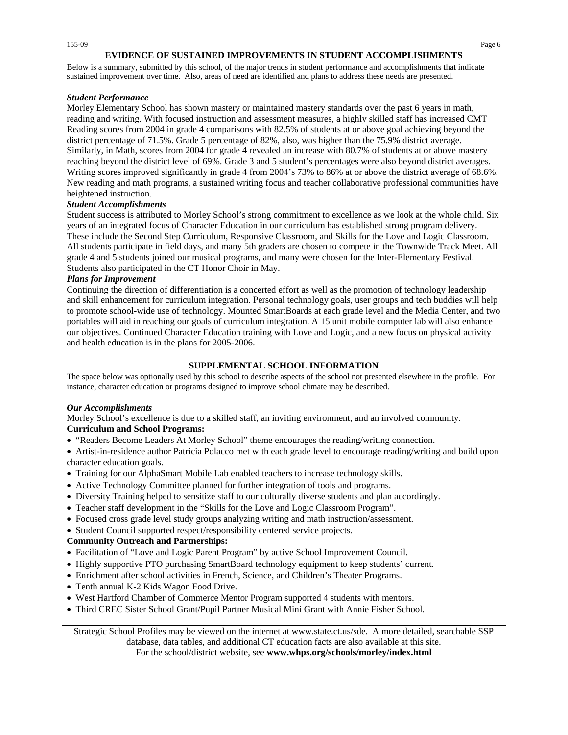## EVIDENCE OF SUSTAINED IMPROVEMENTS IN STUDENT ACCOMPLISHMENTS

Below is a summary, submitted by this school, of the major trends in student performance and accomplishments that indicate sustained improvement over time. Also, areas of need are identified and plans to address these needs are presented.

***Student Performance***

Morley Elementary School has shown mastery or maintained mastery standards over the past 6 years in math, reading and writing. With focused instruction and assessment measures, a highly skilled staff has increased CMT Reading scores from 2004 in grade 4 comparisons with 82.5% of students at or above goal achieving beyond the district percentage of 71.5%. Grade 5 percentage of 82%, also, was higher than the 75.9% district average. Similarly, in Math, scores from 2004 for grade 4 revealed an increase with 80.7% of students at or above mastery reaching beyond the district level of 69%. Grade 3 and 5 student's percentages were also beyond district averages. Writing scores improved significantly in grade 4 from 2004's 73% to 86% at or above the district average of 68.6%. New reading and math programs, a sustained writing focus and teacher collaborative professional communities have heightened instruction.

***Student Accomplishments***

Student success is attributed to Morley School's strong commitment to excellence as we look at the whole child. Six years of an integrated focus of Character Education in our curriculum has established strong program delivery. These include the Second Step Curriculum, Responsive Classroom, and Skills for the Love and Logic Classroom. All students participate in field days, and many 5th graders are chosen to compete in the Townwide Track Meet. All grade 4 and 5 students joined our musical programs, and many were chosen for the Inter-Elementary Festival. Students also participated in the CT Honor Choir in May.

***Plans for Improvement***

Continuing the direction of differentiation is a concerted effort as well as the promotion of technology leadership and skill enhancement for curriculum integration. Personal technology goals, user groups and tech buddies will help to promote school-wide use of technology. Mounted SmartBoards at each grade level and the Media Center, and two portables will aid in reaching our goals of curriculum integration. A 15 unit mobile computer lab will also enhance our objectives. Continued Character Education training with Love and Logic, and a new focus on physical activity and health education is in the plans for 2005-2006.

## SUPPLEMENTAL SCHOOL INFORMATION

The space below was optionally used by this school to describe aspects of the school not presented elsewhere in the profile. For instance, character education or programs designed to improve school climate may be described.

***Our Accomplishments***

Morley School's excellence is due to a skilled staff, an inviting environment, and an involved community.

**Curriculum and School Programs:**

- "Readers Become Leaders At Morley School" theme encourages the reading/writing connection.
- Artist-in-residence author Patricia Polacco met with each grade level to encourage reading/writing and build upon character education goals.
- Training for our AlphaSmart Mobile Lab enabled teachers to increase technology skills.
- Active Technology Committee planned for further integration of tools and programs.
- Diversity Training helped to sensitize staff to our culturally diverse students and plan accordingly.
- Teacher staff development in the "Skills for the Love and Logic Classroom Program".
- Focused cross grade level study groups analyzing writing and math instruction/assessment.
- Student Council supported respect/responsibility centered service projects.

**Community Outreach and Partnerships:**

- Facilitation of "Love and Logic Parent Program" by active School Improvement Council.
- Highly supportive PTO purchasing SmartBoard technology equipment to keep students' current.
- Enrichment after school activities in French, Science, and Children's Theater Programs.
- Tenth annual K-2 Kids Wagon Food Drive.
- West Hartford Chamber of Commerce Mentor Program supported 4 students with mentors.
- Third CREC Sister School Grant/Pupil Partner Musical Mini Grant with Annie Fisher School.

Strategic School Profiles may be viewed on the internet at www.state.ct.us/sde. A more detailed, searchable SSP database, data tables, and additional CT education facts are also available at this site.
For the school/district website, see **www.whps.org/schools/morley/index.html**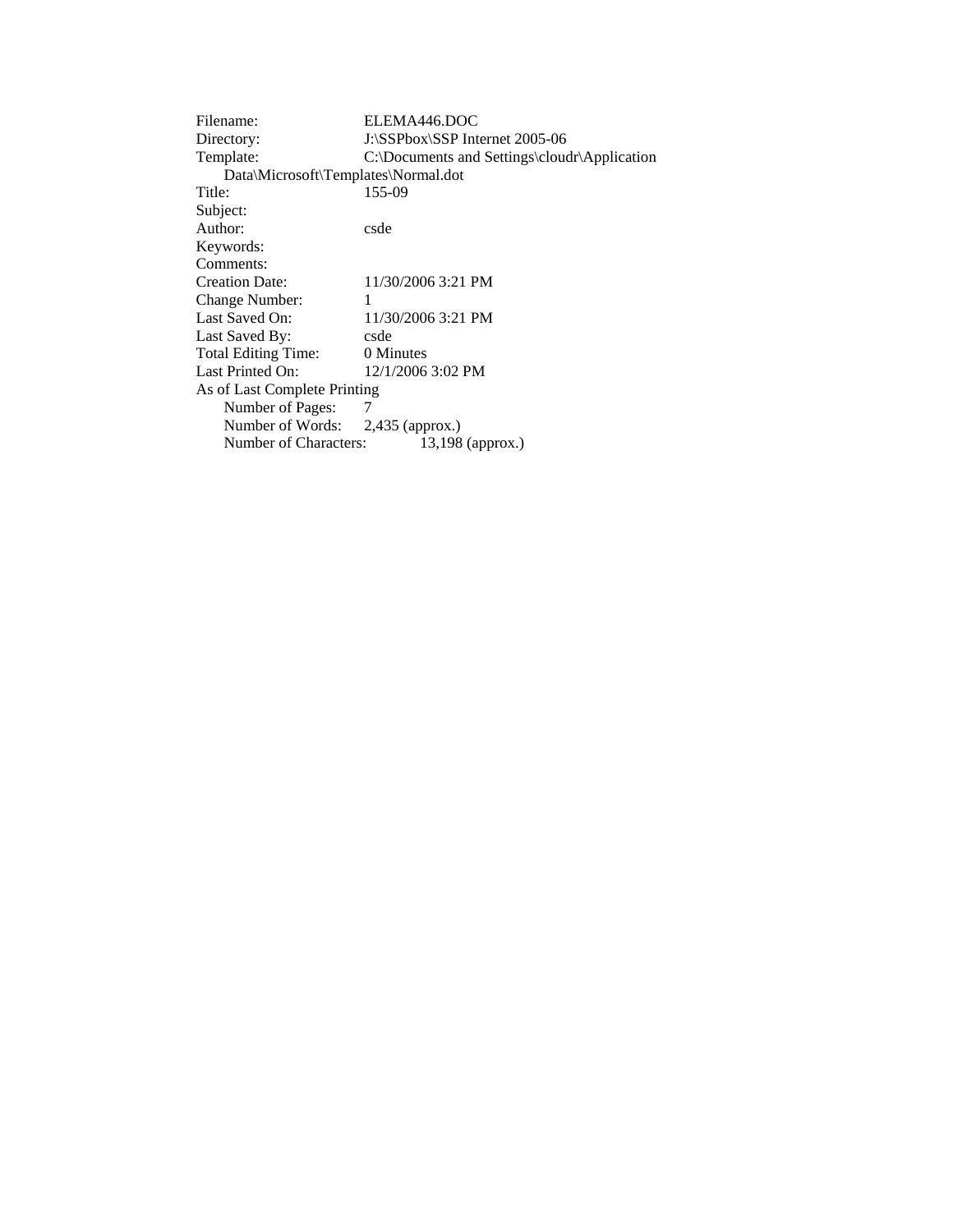Filename: ELEMA446.DOC
Directory: J:\SSPbox\SSP Internet 2005-06
Template: C:\Documents and Settings\cloudr\Application Data\Microsoft\Templates\Normal.dot
Title: 155-09
Subject:
Author: csde
Keywords:
Comments:
Creation Date: 11/30/2006 3:21 PM
Change Number: 1
Last Saved On: 11/30/2006 3:21 PM
Last Saved By: csde
Total Editing Time: 0 Minutes
Last Printed On: 12/1/2006 3:02 PM
As of Last Complete Printing
Number of Pages: 7
Number of Words: 2,435 (approx.)
Number of Characters: 13,198 (approx.)